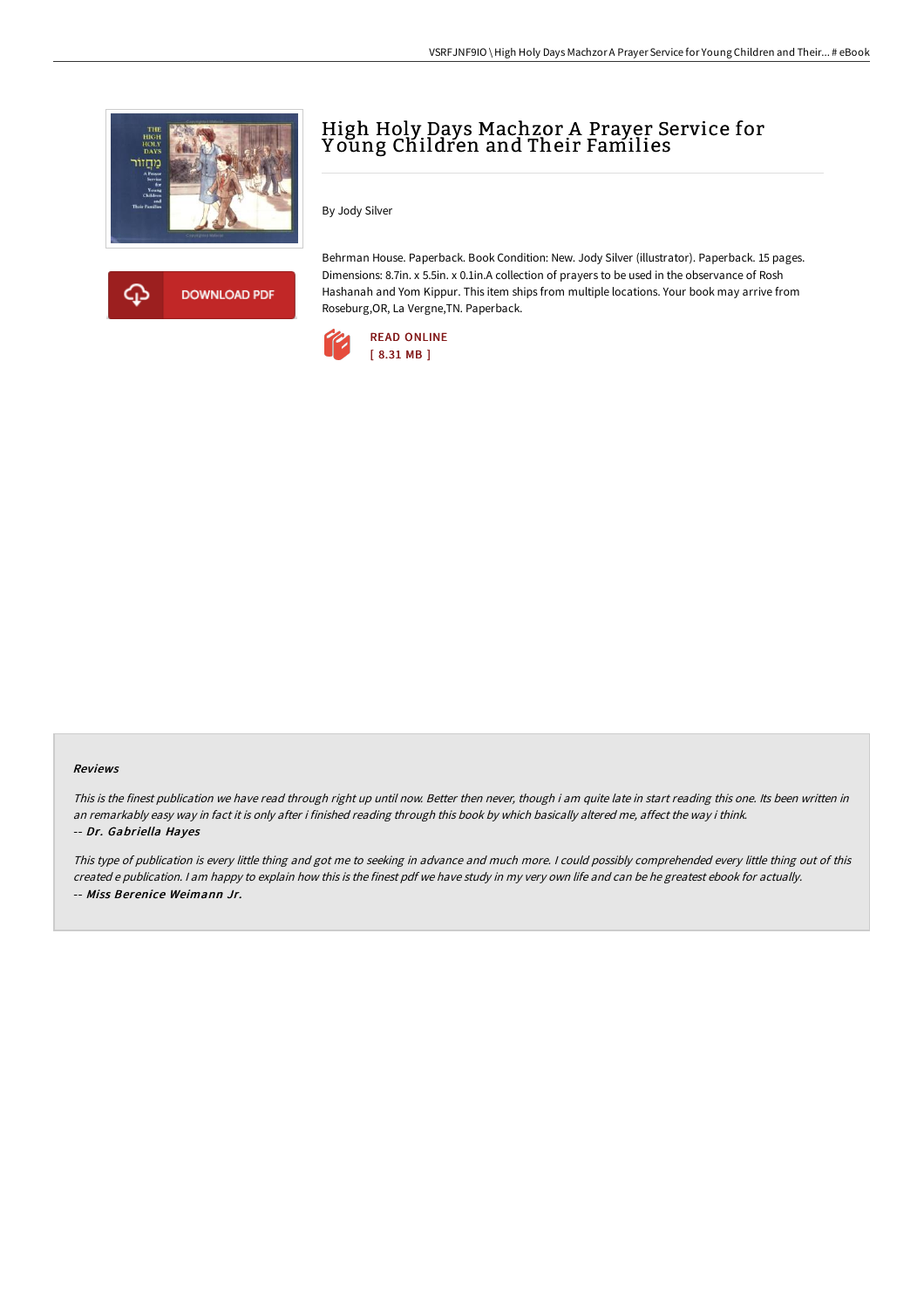# High Holy Days Machzor A Prayer Service for Young Children and Their Families

By Jody Silver

Behrman House. Paperback. Book Condition: New. Jody Silver (illustrator). Paperback. 15 pages. Dimensions: 8.7in. x 5.5in. x 0.1in.A collection of prayers to be used in the observance of Rosh Hashanah and Yom Kippur. This item ships from multiple locations. Your book may arrive from Roseburg,OR, La Vergne,TN. Paperback.

DOWNLOAD PDF

READ ONLINE
[ 8.31 MB ]

### Reviews

*This is the finest publication we have read through right up until now. Better then never, though i am quite late in start reading this one. Its been written in an remarkably easy way in fact it is only after i finished reading through this book by which basically altered me, affect the way i think.*
-- ***Dr. Gabriella Hayes***

*This type of publication is every little thing and got me to seeking in advance and much more. I could possibly comprehended every little thing out of this created e publication. I am happy to explain how this is the finest pdf we have study in my very own life and can be he greatest ebook for actually.*
-- ***Miss Berenice Weimann Jr.***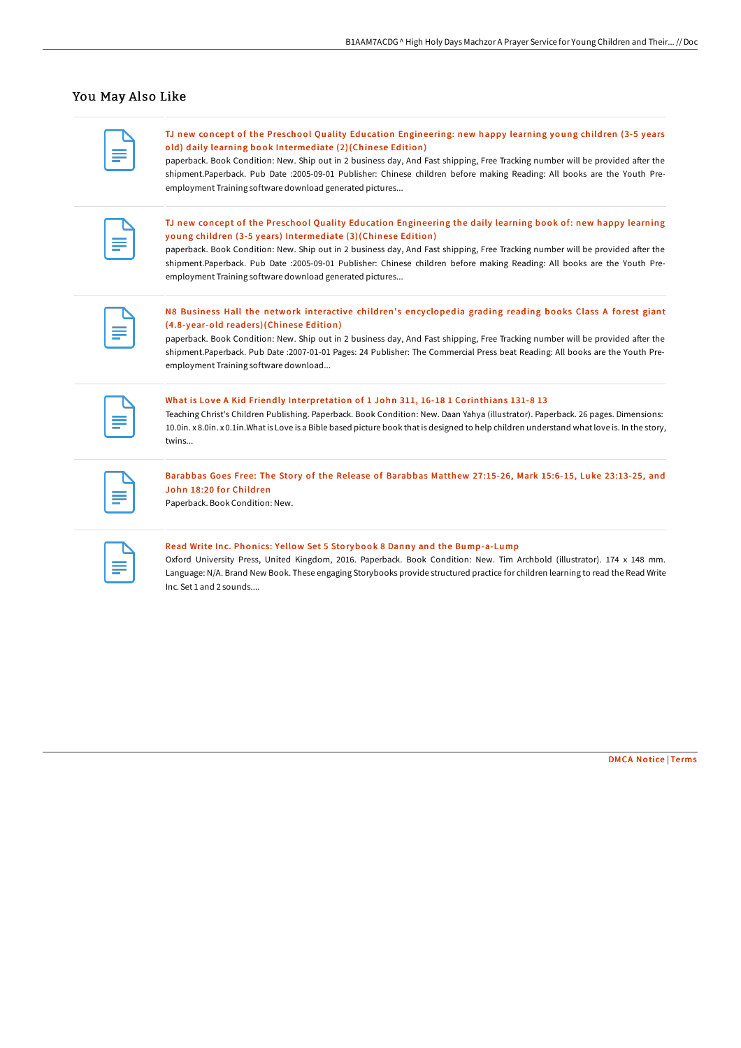## You May Also Like

**TJ new concept of the Preschool Quality Education Engineering: new happy learning young children (3-5 years old) daily learning book Intermediate (2)(Chinese Edition)**

paperback. Book Condition: New. Ship out in 2 business day, And Fast shipping, Free Tracking number will be provided after the shipment.Paperback. Pub Date :2005-09-01 Publisher: Chinese children before making Reading: All books are the Youth Pre-employment Training software download generated pictures...

**TJ new concept of the Preschool Quality Education Engineering the daily learning book of: new happy learning young children (3-5 years) Intermediate (3)(Chinese Edition)**

paperback. Book Condition: New. Ship out in 2 business day, And Fast shipping, Free Tracking number will be provided after the shipment.Paperback. Pub Date :2005-09-01 Publisher: Chinese children before making Reading: All books are the Youth Pre-employment Training software download generated pictures...

**N8 Business Hall the network interactive children's encyclopedia grading reading books Class A forest giant (4.8-year-old readers)(Chinese Edition)**

paperback. Book Condition: New. Ship out in 2 business day, And Fast shipping, Free Tracking number will be provided after the shipment.Paperback. Pub Date :2007-01-01 Pages: 24 Publisher: The Commercial Press beat Reading: All books are the Youth Pre-employment Training software download...

**What is Love A Kid Friendly Interpretation of 1 John 311, 16-18 1 Corinthians 131-8 13**

Teaching Christ's Children Publishing. Paperback. Book Condition: New. Daan Yahya (illustrator). Paperback. 26 pages. Dimensions: 10.0in. x 8.0in. x 0.1in.What is Love is a Bible based picture book that is designed to help children understand what love is. In the story, twins...

**Barabbas Goes Free: The Story of the Release of Barabbas Matthew 27:15-26, Mark 15:6-15, Luke 23:13-25, and John 18:20 for Children**

Paperback. Book Condition: New.

**Read Write Inc. Phonics: Yellow Set 5 Storybook 8 Danny and the Bump-a-Lump**

Oxford University Press, United Kingdom, 2016. Paperback. Book Condition: New. Tim Archbold (illustrator). 174 x 148 mm. Language: N/A. Brand New Book. These engaging Storybooks provide structured practice for children learning to read the Read Write Inc. Set 1 and 2 sounds....